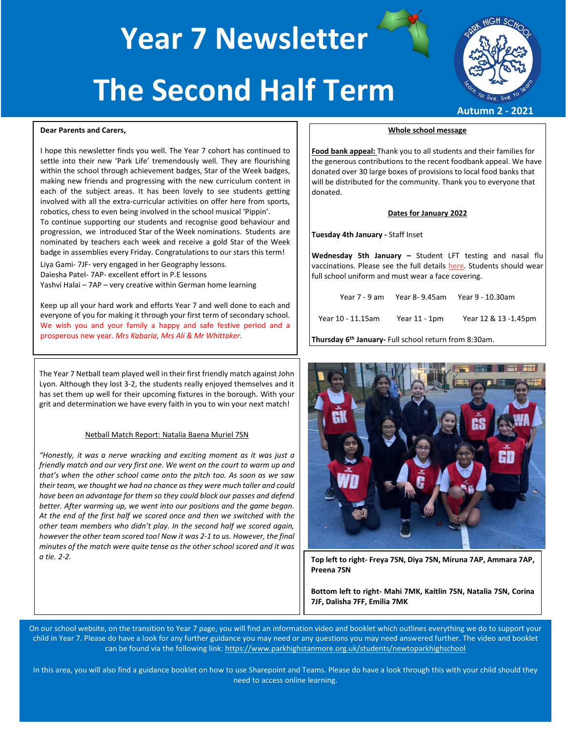# Year 7 Newsletter

# The Second Half Term

**Autumn 2 - 2021**

**Dear Parents and Carers,**

I hope this newsletter finds you well. The Year 7 cohort has continued to settle into their new 'Park Life' tremendously well. They are flourishing within the school through achievement badges, Star of the Week badges, making new friends and progressing with the new curriculum content in each of the subject areas. It has been lovely to see students getting involved with all the extra-curricular activities on offer here from sports, robotics, chess to even being involved in the school musical 'Pippin'.

To continue supporting our students and recognise good behaviour and progression, we introduced Star of the Week nominations. Students are nominated by teachers each week and receive a gold Star of the Week badge in assemblies every Friday. Congratulations to our stars this term!

Liya Gami- 7JF- very engaged in her Geography lessons.
Daiesha Patel- 7AP- excellent effort in P.E lessons
Yashvi Halai – 7AP – very creative within German home learning

Keep up all your hard work and efforts Year 7 and well done to each and everyone of you for making it through your first term of secondary school. We wish you and your family a happy and safe festive period and a prosperous new year. *Mrs Kabaria, Mrs Ali & Mr Whittaker.*

**Whole school message**

**Food bank appeal:** Thank you to all students and their families for the generous contributions to the recent foodbank appeal. We have donated over 30 large boxes of provisions to local food banks that will be distributed for the community. Thank you to everyone that donated.

**Dates for January 2022**

**Tuesday 4th January -** Staff Inset

**Wednesday 5th January –** Student LFT testing and nasal flu vaccinations. Please see the full details here. Students should wear full school uniform and must wear a face covering.

Year 7 - 9 am    Year 8- 9.45am    Year 9 - 10.30am

Year 10 - 11.15am    Year 11 - 1pm    Year 12 & 13 -1.45pm

**Thursday 6th January-** Full school return from 8:30am.

The Year 7 Netball team played well in their first friendly match against John Lyon. Although they lost 3-2, the students really enjoyed themselves and it has set them up well for their upcoming fixtures in the borough. With your grit and determination we have every faith in you to win your next match!

Netball Match Report: Natalia Baena Muriel 7SN

*"Honestly, it was a nerve wracking and exciting moment as it was just a friendly match and our very first one. We went on the court to warm up and that's when the other school came onto the pitch too. As soon as we saw their team, we thought we had no chance as they were much taller and could have been an advantage for them so they could block our passes and defend better. After warming up, we went into our positions and the game began. At the end of the first half we scored once and then we switched with the other team members who didn't play. In the second half we scored again, however the other team scored too! Now it was 2-1 to us. However, the final minutes of the match were quite tense as the other school scored and it was a tie. 2-2.*

**Top left to right- Freya 7SN, Diya 7SN, Miruna 7AP, Ammara 7AP, Preena 7SN**

**Bottom left to right- Mahi 7MK, Kaitlin 7SN, Natalia 7SN, Corina 7JF, Dalisha 7FF, Emilia 7MK**

On our school website, on the transition to Year 7 page, you will find an information video and booklet which outlines everything we do to support your child in Year 7. Please do have a look for any further guidance you may need or any questions you may need answered further. The video and booklet can be found via the following link: https://www.parkhighstanmore.org.uk/students/newtoparkhighschool

In this area, you will also find a guidance booklet on how to use Sharepoint and Teams. Please do have a look through this with your child should they need to access online learning.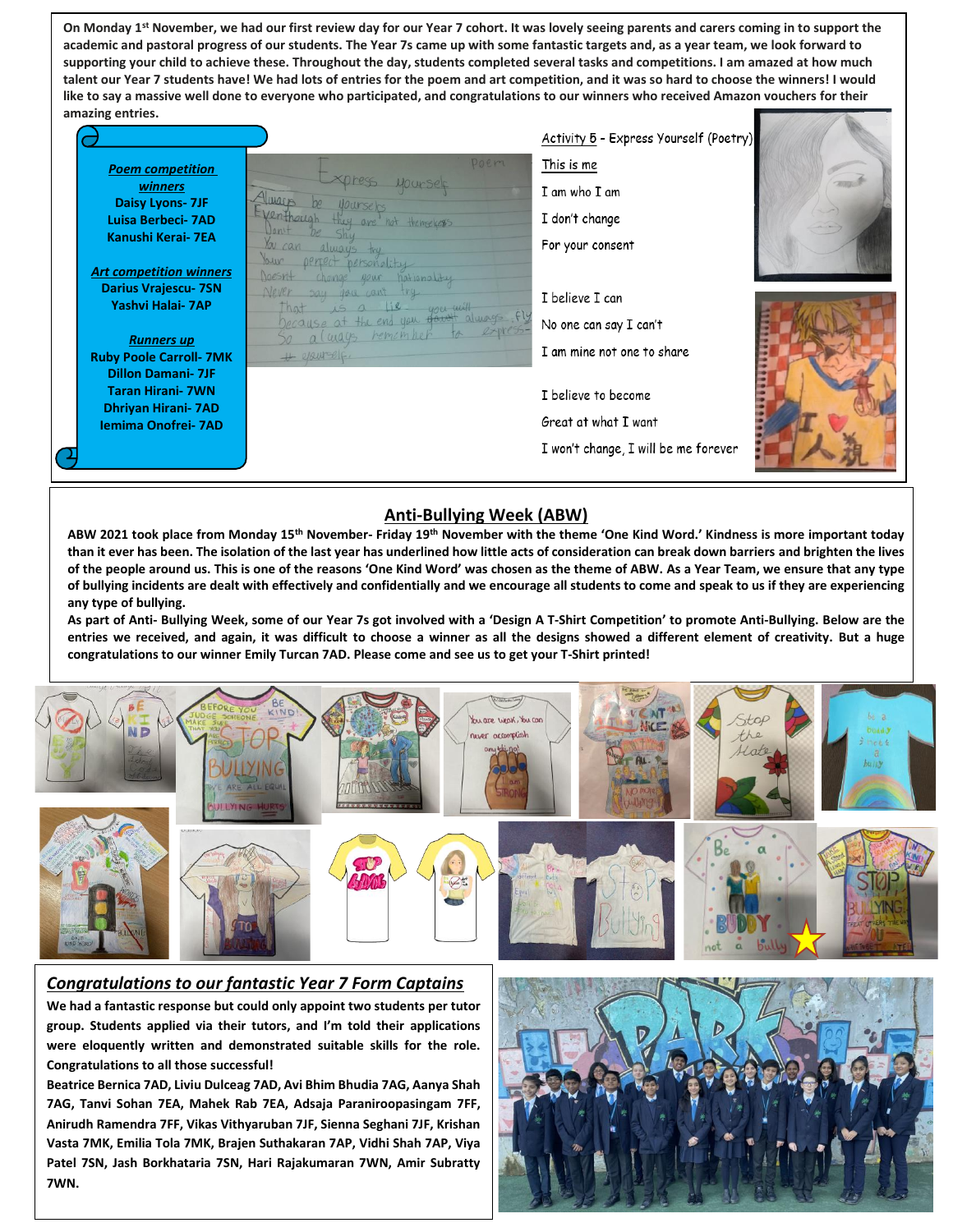On Monday 1st November, we had our first review day for our Year 7 cohort. It was lovely seeing parents and carers coming in to support the academic and pastoral progress of our students. The Year 7s came up with some fantastic targets and, as a year team, we look forward to supporting your child to achieve these. Throughout the day, students completed several tasks and competitions. I am amazed at how much talent our Year 7 students have! We had lots of entries for the poem and art competition, and it was so hard to choose the winners! I would like to say a massive well done to everyone who participated, and congratulations to our winners who received Amazon vouchers for their amazing entries.

***Poem competition winners***

**Daisy Lyons- 7JF**
**Luisa Berbeci- 7AD**
**Kanushi Kerai- 7EA**

***Art competition winners***

**Darius Vrajescu- 7SN**
**Yashvi Halai- 7AP**

***Runners up***

**Ruby Poole Carroll- 7MK**
**Dillon Damani- 7JF**
**Taran Hirani- 7WN**
**Dhriyan Hirani- 7AD**
**Iemima Onofrei- 7AD**

Activity 5 - Express Yourself (Poetry)

This is me

I am who I am
I don't change
For your consent

I believe I can
No one can say I can't
I am mine not one to share

I believe to become
Great at what I want
I won't change, I will be me forever

## Anti-Bullying Week (ABW)

**ABW 2021 took place from Monday 15th November- Friday 19th November with the theme 'One Kind Word.' Kindness is more important today than it ever has been. The isolation of the last year has underlined how little acts of consideration can break down barriers and brighten the lives of the people around us. This is one of the reasons 'One Kind Word' was chosen as the theme of ABW. As a Year Team, we ensure that any type of bullying incidents are dealt with effectively and confidentially and we encourage all students to come and speak to us if they are experiencing any type of bullying.**

**As part of Anti- Bullying Week, some of our Year 7s got involved with a 'Design A T-Shirt Competition' to promote Anti-Bullying. Below are the entries we received, and again, it was difficult to choose a winner as all the designs showed a different element of creativity. But a huge congratulations to our winner Emily Turcan 7AD. Please come and see us to get your T-Shirt printed!**

## *Congratulations to our fantastic Year 7 Form Captains*

**We had a fantastic response but could only appoint two students per tutor group. Students applied via their tutors, and I'm told their applications were eloquently written and demonstrated suitable skills for the role. Congratulations to all those successful!**

**Beatrice Bernica 7AD, Liviu Dulceag 7AD, Avi Bhim Bhudia 7AG, Aanya Shah 7AG, Tanvi Sohan 7EA, Mahek Rab 7EA, Adsaja Paraniroopasingam 7FF, Anirudh Ramendra 7FF, Vikas Vithyaruban 7JF, Sienna Seghani 7JF, Krishan Vasta 7MK, Emilia Tola 7MK, Brajen Suthakaran 7AP, Vidhi Shah 7AP, Viya Patel 7SN, Jash Borkhataria 7SN, Hari Rajakumaran 7WN, Amir Subratty 7WN.**